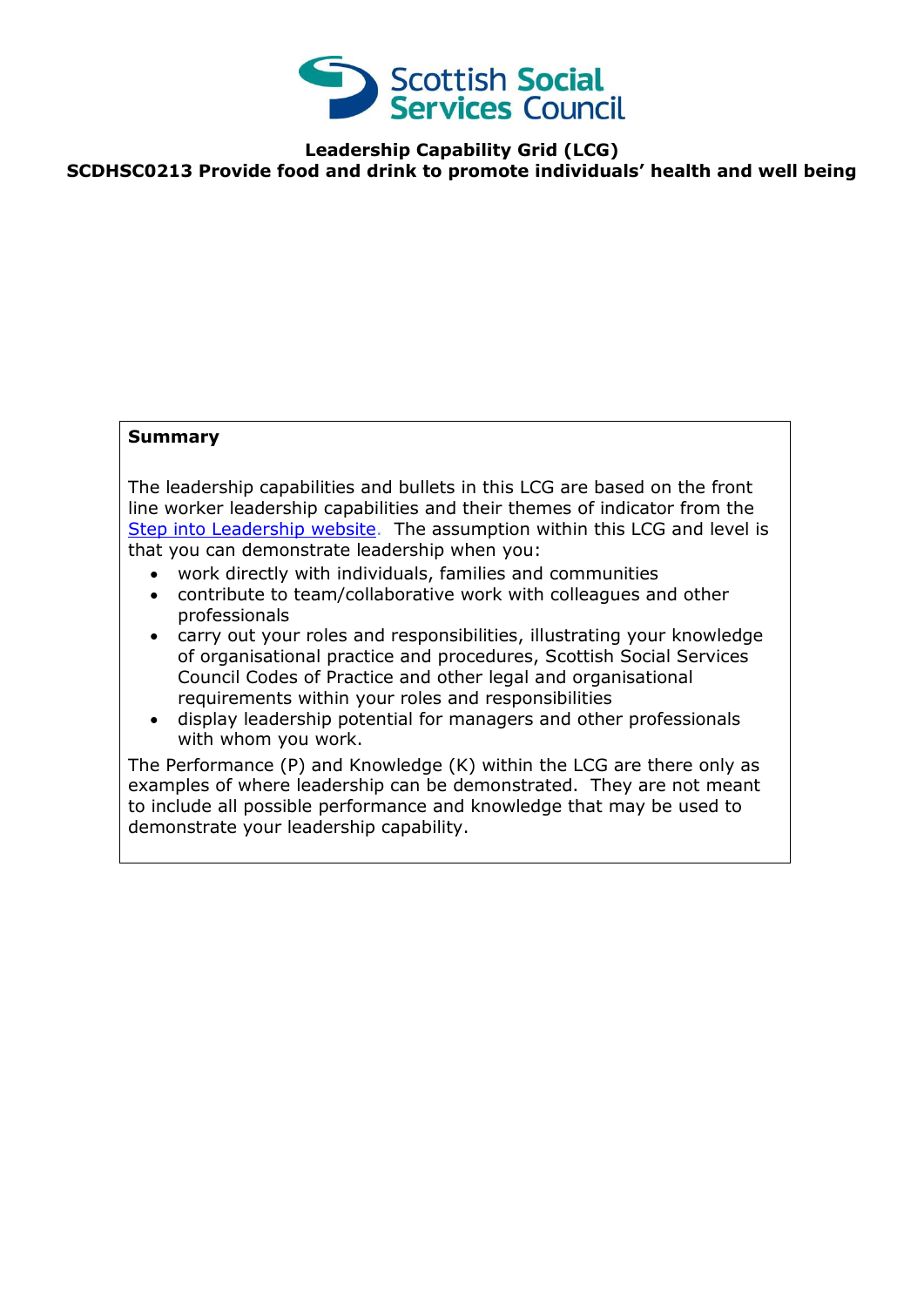# Leadership Capability Grid (LCG)

## SCDHSC0213 Provide food and drink to promote individuals' health and well being

**Summary**

The leadership capabilities and bullets in this LCG are based on the front line worker leadership capabilities and their themes of indicator from the [Step into Leadership website](Step into Leadership website). The assumption within this LCG and level is that you can demonstrate leadership when you:

- work directly with individuals, families and communities
- contribute to team/collaborative work with colleagues and other professionals
- carry out your roles and responsibilities, illustrating your knowledge of organisational practice and procedures, Scottish Social Services Council Codes of Practice and other legal and organisational requirements within your roles and responsibilities
- display leadership potential for managers and other professionals with whom you work.

The Performance (P) and Knowledge (K) within the LCG are there only as examples of where leadership can be demonstrated. They are not meant to include all possible performance and knowledge that may be used to demonstrate your leadership capability.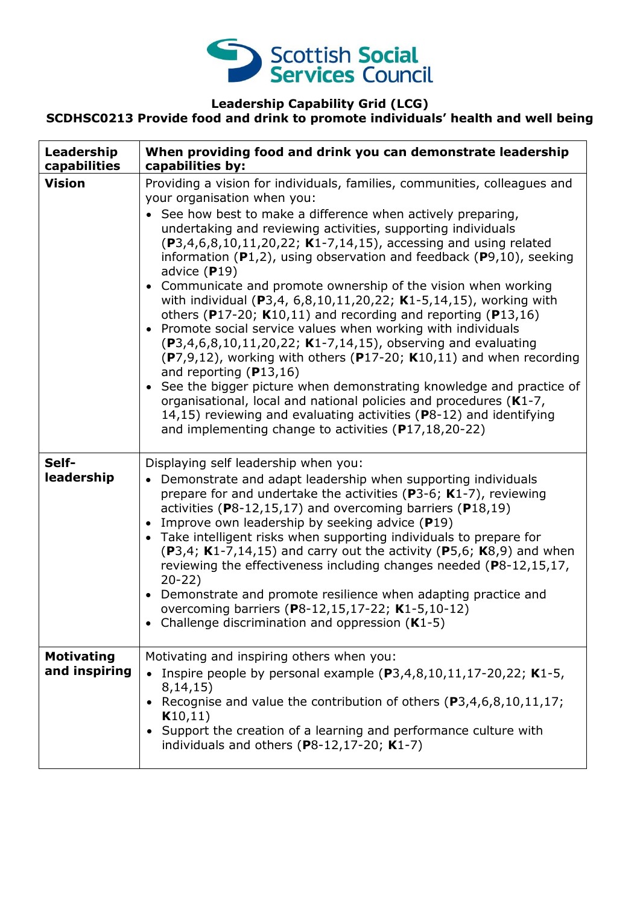**Leadership Capability Grid (LCG)**
**SCDHSC0213 Provide food and drink to promote individuals' health and well being**

| Leadership capabilities | When providing food and drink you can demonstrate leadership capabilities by: |
|---|---|
| **Vision** | Providing a vision for individuals, families, communities, colleagues and your organisation when you:<br>• See how best to make a difference when actively preparing, undertaking and reviewing activities, supporting individuals (**P**3,4,6,8,10,11,20,22; **K**1-7,14,15), accessing and using related information (**P**1,2), using observation and feedback (**P**9,10), seeking advice (**P**19)<br>• Communicate and promote ownership of the vision when working with individual (**P**3,4, 6,8,10,11,20,22; **K**1-5,14,15), working with others (**P**17-20; **K**10,11) and recording and reporting (**P**13,16)<br>• Promote social service values when working with individuals (**P**3,4,6,8,10,11,20,22; **K**1-7,14,15), observing and evaluating (**P**7,9,12), working with others (**P**17-20; **K**10,11) and when recording and reporting (**P**13,16)<br>• See the bigger picture when demonstrating knowledge and practice of organisational, local and national policies and procedures (**K**1-7, 14,15) reviewing and evaluating activities (**P**8-12) and identifying and implementing change to activities (**P**17,18,20-22) |
| **Self-leadership** | Displaying self leadership when you:<br>• Demonstrate and adapt leadership when supporting individuals prepare for and undertake the activities (**P**3-6; **K**1-7), reviewing activities (**P**8-12,15,17) and overcoming barriers (**P**18,19)<br>• Improve own leadership by seeking advice (**P**19)<br>• Take intelligent risks when supporting individuals to prepare for (**P**3,4; **K**1-7,14,15) and carry out the activity (**P**5,6; **K**8,9) and when reviewing the effectiveness including changes needed (**P**8-12,15,17, 20-22)<br>• Demonstrate and promote resilience when adapting practice and overcoming barriers (**P**8-12,15,17-22; **K**1-5,10-12)<br>• Challenge discrimination and oppression (**K**1-5) |
| **Motivating and inspiring** | Motivating and inspiring others when you:<br>• Inspire people by personal example (**P**3,4,8,10,11,17-20,22; **K**1-5, 8,14,15)<br>• Recognise and value the contribution of others (**P**3,4,6,8,10,11,17; **K**10,11)<br>• Support the creation of a learning and performance culture with individuals and others (**P**8-12,17-20; **K**1-7) |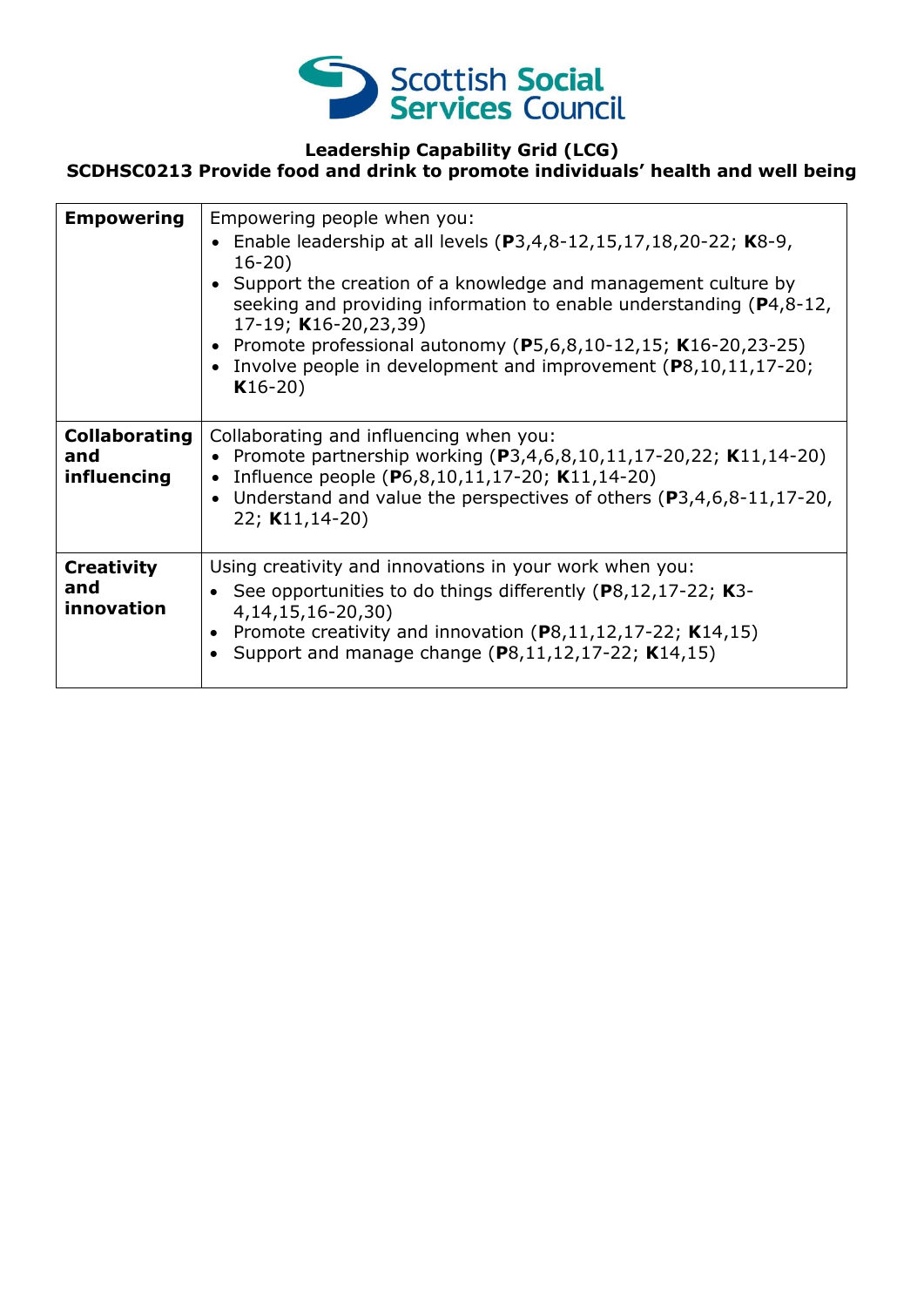**Leadership Capability Grid (LCG)**
**SCDHSC0213 Provide food and drink to promote individuals' health and well being**

| | |
|---|---|
| **Empowering** | Empowering people when you:<br>• Enable leadership at all levels (**P**3,4,8-12,15,17,18,20-22; **K**8-9, 16-20)<br>• Support the creation of a knowledge and management culture by seeking and providing information to enable understanding (**P**4,8-12, 17-19; **K**16-20,23,39)<br>• Promote professional autonomy (**P**5,6,8,10-12,15; **K**16-20,23-25)<br>• Involve people in development and improvement (**P**8,10,11,17-20; **K**16-20) |
| **Collaborating and influencing** | Collaborating and influencing when you:<br>• Promote partnership working (**P**3,4,6,8,10,11,17-20,22; **K**11,14-20)<br>• Influence people (**P**6,8,10,11,17-20; **K**11,14-20)<br>• Understand and value the perspectives of others (**P**3,4,6,8-11,17-20, 22; **K**11,14-20) |
| **Creativity and innovation** | Using creativity and innovations in your work when you:<br>• See opportunities to do things differently (**P**8,12,17-22; **K**3-4,14,15,16-20,30)<br>• Promote creativity and innovation (**P**8,11,12,17-22; **K**14,15)<br>• Support and manage change (**P**8,11,12,17-22; **K**14,15) |